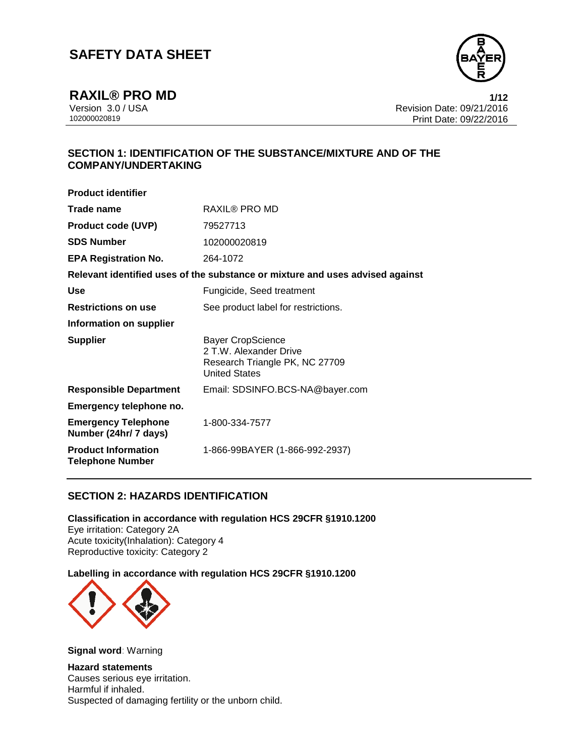# SAFETY DATA SHEET

## RAXIL® PRO MD

Version 3.0 / USA
102000020819

Revision Date: 09/21/2016
Print Date: 09/22/2016

## SECTION 1: IDENTIFICATION OF THE SUBSTANCE/MIXTURE AND OF THE COMPANY/UNDERTAKING

**Product identifier**

| | |
|---|---|
| **Trade name** | RAXIL® PRO MD |
| **Product code (UVP)** | 79527713 |
| **SDS Number** | 102000020819 |
| **EPA Registration No.** | 264-1072 |

**Relevant identified uses of the substance or mixture and uses advised against**

| | |
|---|---|
| **Use** | Fungicide, Seed treatment |
| **Restrictions on use** | See product label for restrictions. |

**Information on supplier**

| | |
|---|---|
| **Supplier** | Bayer CropScience<br>2 T.W. Alexander Drive<br>Research Triangle PK, NC 27709<br>United States |
| **Responsible Department** | Email: SDSINFO.BCS-NA@bayer.com |

**Emergency telephone no.**

| | |
|---|---|
| **Emergency Telephone Number (24hr/ 7 days)** | 1-800-334-7577 |
| **Product Information Telephone Number** | 1-866-99BAYER (1-866-992-2937) |

## SECTION 2: HAZARDS IDENTIFICATION

**Classification in accordance with regulation HCS 29CFR §1910.1200**
Eye irritation: Category 2A
Acute toxicity(Inhalation): Category 4
Reproductive toxicity: Category 2

**Labelling in accordance with regulation HCS 29CFR §1910.1200**

**Signal word**: Warning

**Hazard statements**
Causes serious eye irritation.
Harmful if inhaled.
Suspected of damaging fertility or the unborn child.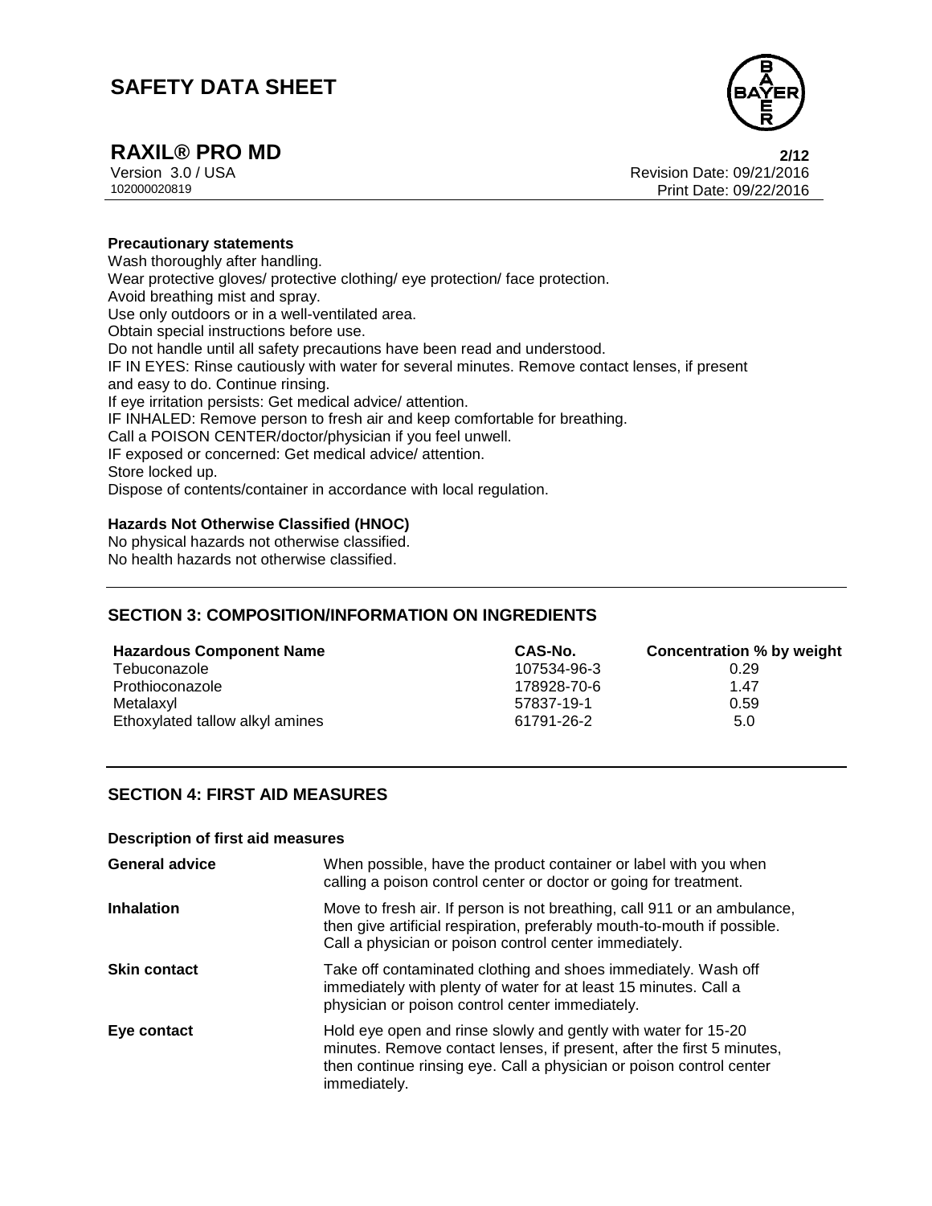**Precautionary statements**

Wash thoroughly after handling.
Wear protective gloves/ protective clothing/ eye protection/ face protection.
Avoid breathing mist and spray.
Use only outdoors or in a well-ventilated area.
Obtain special instructions before use.
Do not handle until all safety precautions have been read and understood.
IF IN EYES: Rinse cautiously with water for several minutes. Remove contact lenses, if present and easy to do. Continue rinsing.
If eye irritation persists: Get medical advice/ attention.
IF INHALED: Remove person to fresh air and keep comfortable for breathing.
Call a POISON CENTER/doctor/physician if you feel unwell.
IF exposed or concerned: Get medical advice/ attention.
Store locked up.
Dispose of contents/container in accordance with local regulation.

**Hazards Not Otherwise Classified (HNOC)**

No physical hazards not otherwise classified.
No health hazards not otherwise classified.

## SECTION 3: COMPOSITION/INFORMATION ON INGREDIENTS

| Hazardous Component Name | CAS-No. | Concentration % by weight |
|---|---|---|
| Tebuconazole | 107534-96-3 | 0.29 |
| Prothioconazole | 178928-70-6 | 1.47 |
| Metalaxyl | 57837-19-1 | 0.59 |
| Ethoxylated tallow alkyl amines | 61791-26-2 | 5.0 |

## SECTION 4: FIRST AID MEASURES

**Description of first aid measures**

| | |
|---|---|
| **General advice** | When possible, have the product container or label with you when calling a poison control center or doctor or going for treatment. |
| **Inhalation** | Move to fresh air. If person is not breathing, call 911 or an ambulance, then give artificial respiration, preferably mouth-to-mouth if possible. Call a physician or poison control center immediately. |
| **Skin contact** | Take off contaminated clothing and shoes immediately. Wash off immediately with plenty of water for at least 15 minutes. Call a physician or poison control center immediately. |
| **Eye contact** | Hold eye open and rinse slowly and gently with water for 15-20 minutes. Remove contact lenses, if present, after the first 5 minutes, then continue rinsing eye. Call a physician or poison control center immediately. |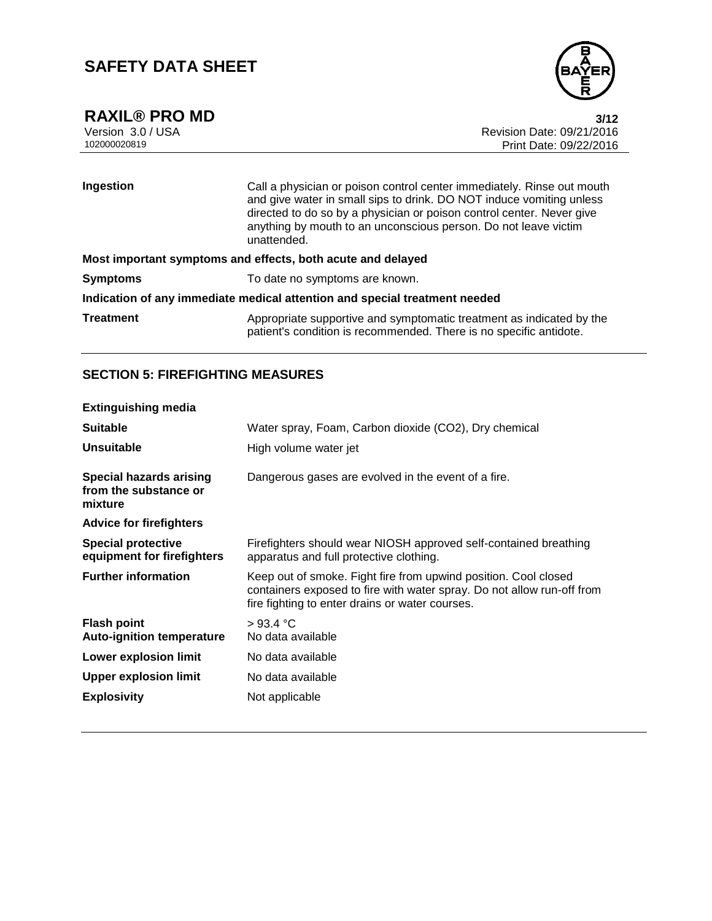| | |
|---|---|
| **Ingestion** | Call a physician or poison control center immediately. Rinse out mouth and give water in small sips to drink. DO NOT induce vomiting unless directed to do so by a physician or poison control center. Never give anything by mouth to an unconscious person. Do not leave victim unattended. |

**Most important symptoms and effects, both acute and delayed**

| | |
|---|---|
| **Symptoms** | To date no symptoms are known. |

**Indication of any immediate medical attention and special treatment needed**

| | |
|---|---|
| **Treatment** | Appropriate supportive and symptomatic treatment as indicated by the patient's condition is recommended. There is no specific antidote. |

## SECTION 5: FIREFIGHTING MEASURES

**Extinguishing media**

| | |
|---|---|
| **Suitable** | Water spray, Foam, Carbon dioxide ($CO_2$), Dry chemical |
| **Unsuitable** | High volume water jet |
| **Special hazards arising from the substance or mixture** | Dangerous gases are evolved in the event of a fire. |

**Advice for firefighters**

| | |
|---|---|
| **Special protective equipment for firefighters** | Firefighters should wear NIOSH approved self-contained breathing apparatus and full protective clothing. |
| **Further information** | Keep out of smoke. Fight fire from upwind position. Cool closed containers exposed to fire with water spray. Do not allow run-off from fire fighting to enter drains or water courses. |
| **Flash point** | > 93.4 °C |
| **Auto-ignition temperature** | No data available |
| **Lower explosion limit** | No data available |
| **Upper explosion limit** | No data available |
| **Explosivity** | Not applicable |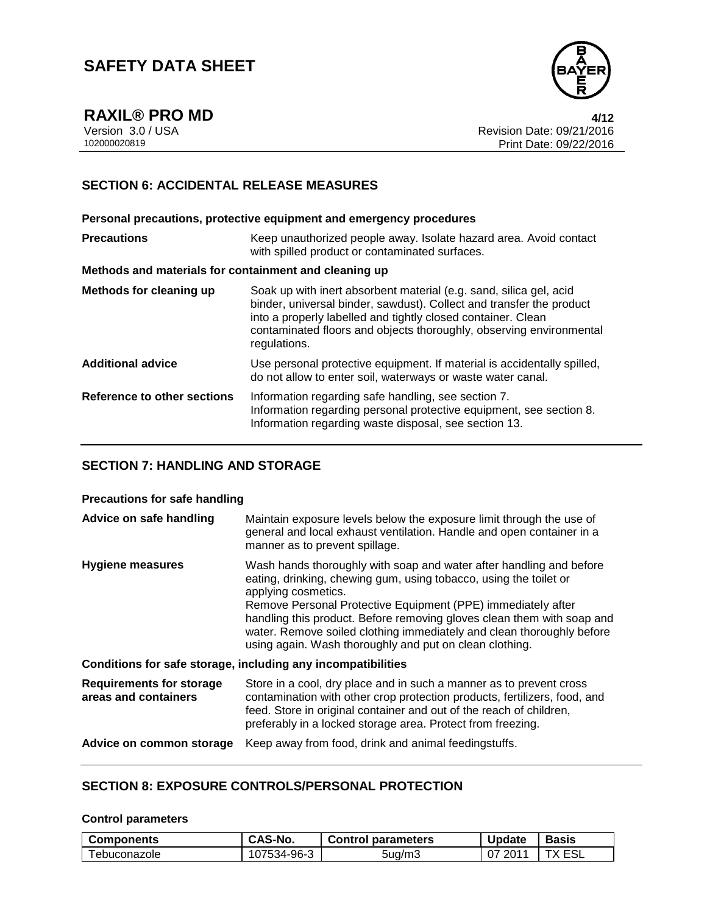## SECTION 6: ACCIDENTAL RELEASE MEASURES

**Personal precautions, protective equipment and emergency procedures**

| | |
|---|---|
| **Precautions** | Keep unauthorized people away. Isolate hazard area. Avoid contact with spilled product or contaminated surfaces. |

**Methods and materials for containment and cleaning up**

| | |
|---|---|
| **Methods for cleaning up** | Soak up with inert absorbent material (e.g. sand, silica gel, acid binder, universal binder, sawdust). Collect and transfer the product into a properly labelled and tightly closed container. Clean contaminated floors and objects thoroughly, observing environmental regulations. |
| **Additional advice** | Use personal protective equipment. If material is accidentally spilled, do not allow to enter soil, waterways or waste water canal. |
| **Reference to other sections** | Information regarding safe handling, see section 7.<br>Information regarding personal protective equipment, see section 8.<br>Information regarding waste disposal, see section 13. |

## SECTION 7: HANDLING AND STORAGE

**Precautions for safe handling**

| | |
|---|---|
| **Advice on safe handling** | Maintain exposure levels below the exposure limit through the use of general and local exhaust ventilation. Handle and open container in a manner as to prevent spillage. |
| **Hygiene measures** | Wash hands thoroughly with soap and water after handling and before eating, drinking, chewing gum, using tobacco, using the toilet or applying cosmetics.<br>Remove Personal Protective Equipment (PPE) immediately after handling this product. Before removing gloves clean them with soap and water. Remove soiled clothing immediately and clean thoroughly before using again. Wash thoroughly and put on clean clothing. |

**Conditions for safe storage, including any incompatibilities**

| | |
|---|---|
| **Requirements for storage areas and containers** | Store in a cool, dry place and in such a manner as to prevent cross contamination with other crop protection products, fertilizers, food, and feed. Store in original container and out of the reach of children, preferably in a locked storage area. Protect from freezing. |
| **Advice on common storage** | Keep away from food, drink and animal feedingstuffs. |

## SECTION 8: EXPOSURE CONTROLS/PERSONAL PROTECTION

**Control parameters**

| Components | CAS-No. | Control parameters | Update | Basis |
|---|---|---|---|---|
| Tebuconazole | 107534-96-3 | 5ug/m3 | 07 2011 | TX ESL |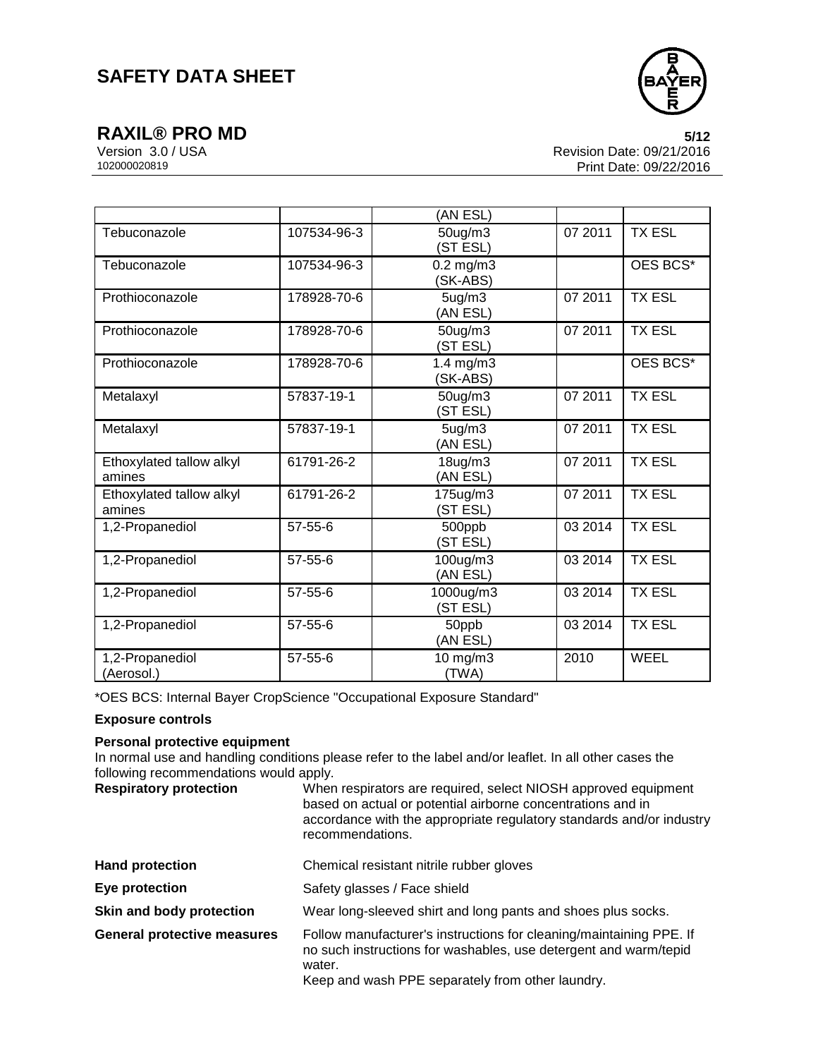| | | (AN ESL) | | |
|---|---|---|---|---|
| Tebuconazole | 107534-96-3 | 50ug/m3 (ST ESL) | 07 2011 | TX ESL |
| Tebuconazole | 107534-96-3 | 0.2 mg/m3 (SK-ABS) | | OES BCS* |
| Prothioconazole | 178928-70-6 | 5ug/m3 (AN ESL) | 07 2011 | TX ESL |
| Prothioconazole | 178928-70-6 | 50ug/m3 (ST ESL) | 07 2011 | TX ESL |
| Prothioconazole | 178928-70-6 | 1.4 mg/m3 (SK-ABS) | | OES BCS* |
| Metalaxyl | 57837-19-1 | 50ug/m3 (ST ESL) | 07 2011 | TX ESL |
| Metalaxyl | 57837-19-1 | 5ug/m3 (AN ESL) | 07 2011 | TX ESL |
| Ethoxylated tallow alkyl amines | 61791-26-2 | 18ug/m3 (AN ESL) | 07 2011 | TX ESL |
| Ethoxylated tallow alkyl amines | 61791-26-2 | 175ug/m3 (ST ESL) | 07 2011 | TX ESL |
| 1,2-Propanediol | 57-55-6 | 500ppb (ST ESL) | 03 2014 | TX ESL |
| 1,2-Propanediol | 57-55-6 | 100ug/m3 (AN ESL) | 03 2014 | TX ESL |
| 1,2-Propanediol | 57-55-6 | 1000ug/m3 (ST ESL) | 03 2014 | TX ESL |
| 1,2-Propanediol | 57-55-6 | 50ppb (AN ESL) | 03 2014 | TX ESL |
| 1,2-Propanediol (Aerosol.) | 57-55-6 | 10 mg/m3 (TWA) | 2010 | WEEL |

*OES BCS: Internal Bayer CropScience "Occupational Exposure Standard"

**Exposure controls**

**Personal protective equipment**

In normal use and handling conditions please refer to the label and/or leaflet. In all other cases the following recommendations would apply.

**Respiratory protection**
When respirators are required, select NIOSH approved equipment based on actual or potential airborne concentrations and in accordance with the appropriate regulatory standards and/or industry recommendations.

**Hand protection**
Chemical resistant nitrile rubber gloves

**Eye protection**
Safety glasses / Face shield

**Skin and body protection**
Wear long-sleeved shirt and long pants and shoes plus socks.

**General protective measures**
Follow manufacturer's instructions for cleaning/maintaining PPE. If no such instructions for washables, use detergent and warm/tepid water.
Keep and wash PPE separately from other laundry.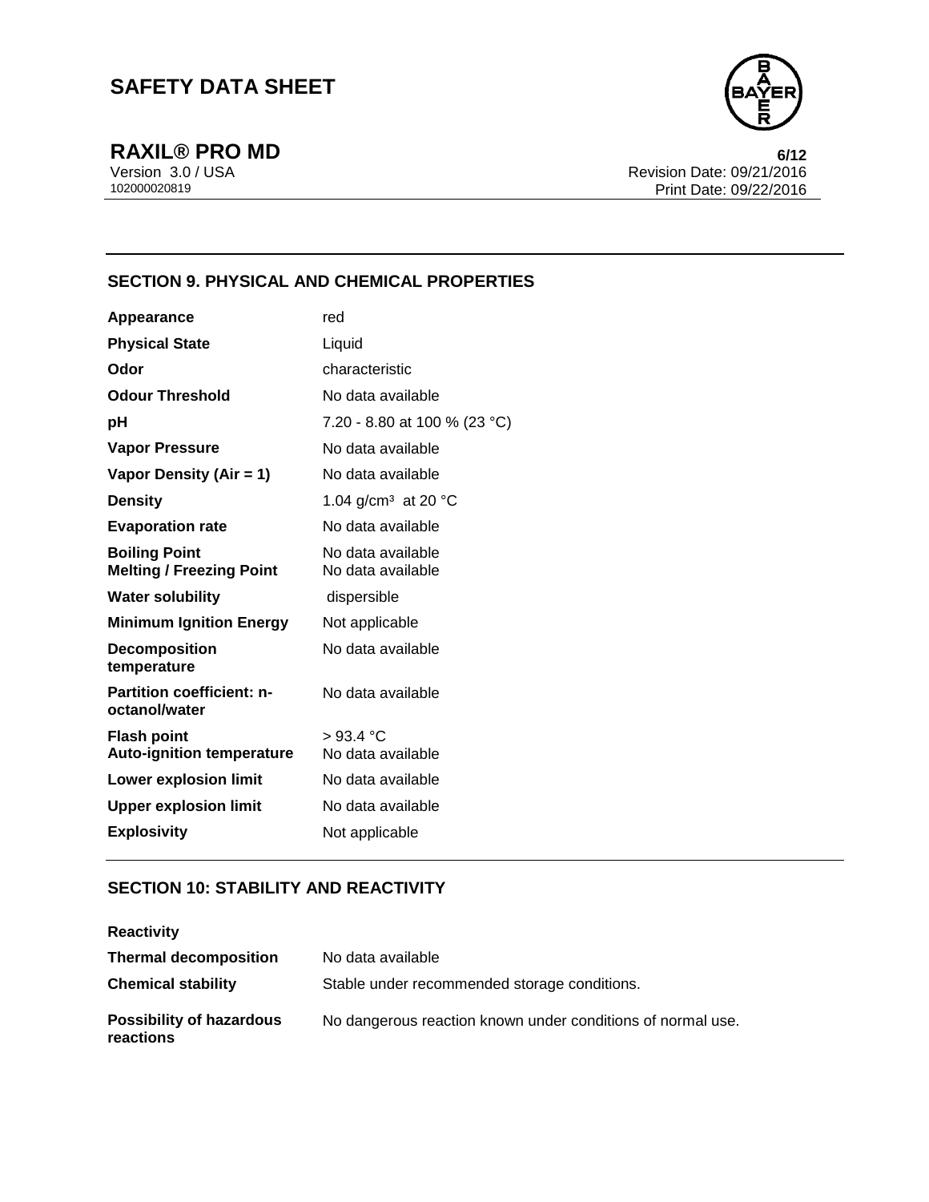## SECTION 9. PHYSICAL AND CHEMICAL PROPERTIES

| | |
|---|---|
| **Appearance** | red |
| **Physical State** | Liquid |
| **Odor** | characteristic |
| **Odour Threshold** | No data available |
| **pH** | 7.20 - 8.80 at 100 % (23 °C) |
| **Vapor Pressure** | No data available |
| **Vapor Density (Air = 1)** | No data available |
| **Density** | 1.04 g/cm³ at 20 °C |
| **Evaporation rate** | No data available |
| **Boiling Point** | No data available |
| **Melting / Freezing Point** | No data available |
| **Water solubility** | dispersible |
| **Minimum Ignition Energy** | Not applicable |
| **Decomposition temperature** | No data available |
| **Partition coefficient: n-octanol/water** | No data available |
| **Flash point** | > 93.4 °C |
| **Auto-ignition temperature** | No data available |
| **Lower explosion limit** | No data available |
| **Upper explosion limit** | No data available |
| **Explosivity** | Not applicable |

## SECTION 10: STABILITY AND REACTIVITY

**Reactivity**

| | |
|---|---|
| **Thermal decomposition** | No data available |
| **Chemical stability** | Stable under recommended storage conditions. |
| **Possibility of hazardous reactions** | No dangerous reaction known under conditions of normal use. |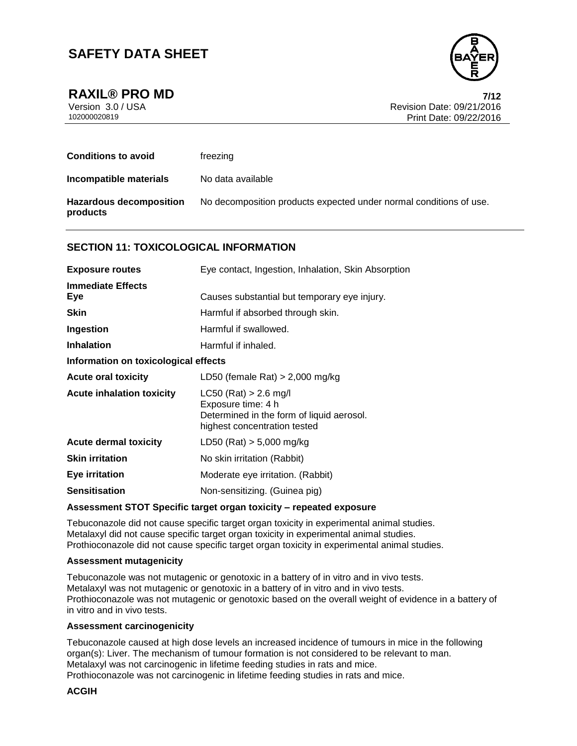| | |
|---|---|
| **Conditions to avoid** | freezing |
| **Incompatible materials** | No data available |
| **Hazardous decomposition products** | No decomposition products expected under normal conditions of use. |

## SECTION 11: TOXICOLOGICAL INFORMATION

| | |
|---|---|
| **Exposure routes** | Eye contact, Ingestion, Inhalation, Skin Absorption |
| **Immediate Effects** | |
| **Eye** | Causes substantial but temporary eye injury. |
| **Skin** | Harmful if absorbed through skin. |
| **Ingestion** | Harmful if swallowed. |
| **Inhalation** | Harmful if inhaled. |

**Information on toxicological effects**

| | |
|---|---|
| **Acute oral toxicity** | LD50 (female Rat) > 2,000 mg/kg |
| **Acute inhalation toxicity** | LC50 (Rat) > 2.6 mg/l<br>Exposure time: 4 h<br>Determined in the form of liquid aerosol.<br>highest concentration tested |
| **Acute dermal toxicity** | LD50 (Rat) > 5,000 mg/kg |
| **Skin irritation** | No skin irritation (Rabbit) |
| **Eye irritation** | Moderate eye irritation. (Rabbit) |
| **Sensitisation** | Non-sensitizing. (Guinea pig) |

**Assessment STOT Specific target organ toxicity – repeated exposure**

Tebuconazole did not cause specific target organ toxicity in experimental animal studies.
Metalaxyl did not cause specific target organ toxicity in experimental animal studies.
Prothioconazole did not cause specific target organ toxicity in experimental animal studies.

**Assessment mutagenicity**

Tebuconazole was not mutagenic or genotoxic in a battery of in vitro and in vivo tests.
Metalaxyl was not mutagenic or genotoxic in a battery of in vitro and in vivo tests.
Prothioconazole was not mutagenic or genotoxic based on the overall weight of evidence in a battery of in vitro and in vivo tests.

**Assessment carcinogenicity**

Tebuconazole caused at high dose levels an increased incidence of tumours in mice in the following organ(s): Liver. The mechanism of tumour formation is not considered to be relevant to man.
Metalaxyl was not carcinogenic in lifetime feeding studies in rats and mice.
Prothioconazole was not carcinogenic in lifetime feeding studies in rats and mice.

**ACGIH**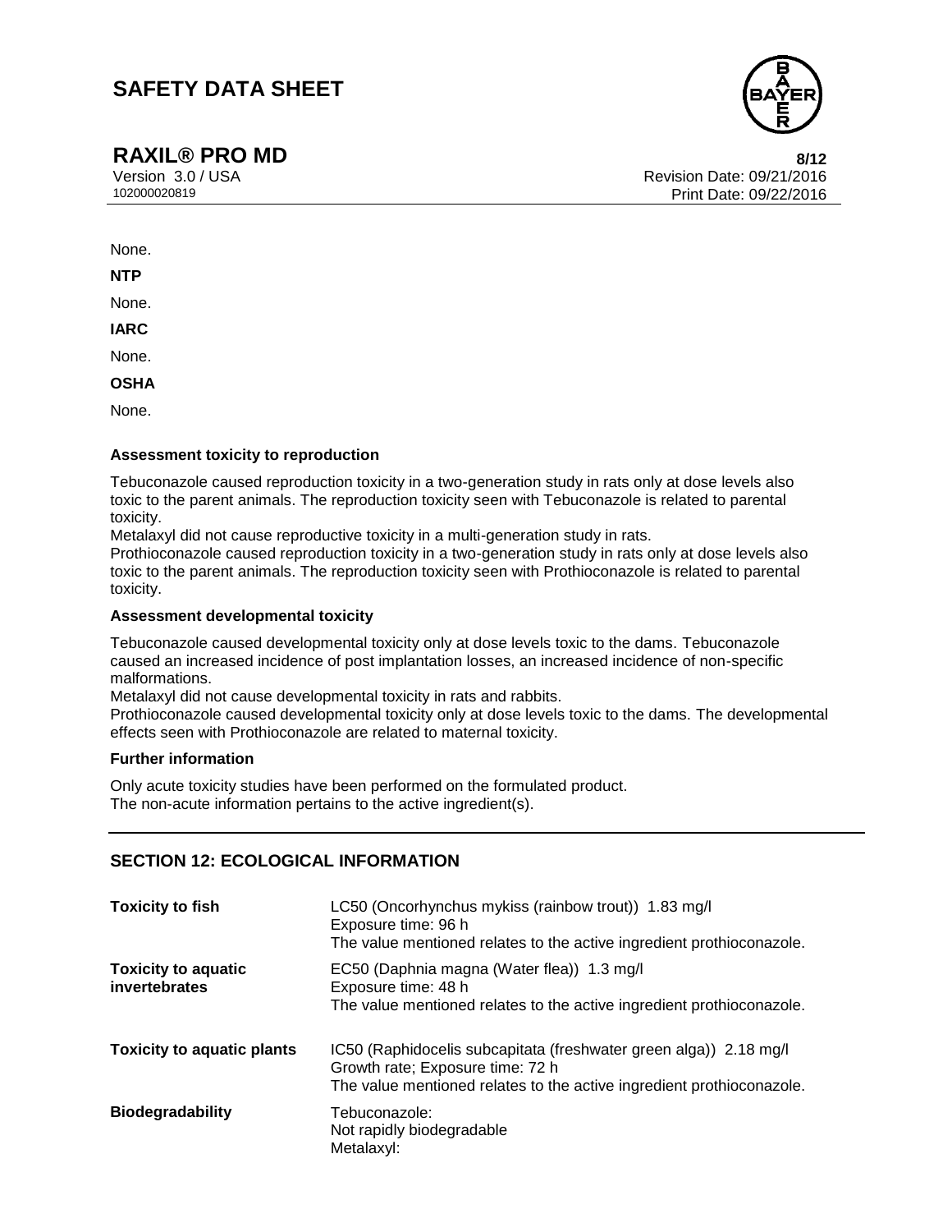None.

**NTP**

None.

**IARC**

None.

**OSHA**

None.

**Assessment toxicity to reproduction**

Tebuconazole caused reproduction toxicity in a two-generation study in rats only at dose levels also toxic to the parent animals. The reproduction toxicity seen with Tebuconazole is related to parental toxicity.
Metalaxyl did not cause reproductive toxicity in a multi-generation study in rats.
Prothioconazole caused reproduction toxicity in a two-generation study in rats only at dose levels also toxic to the parent animals. The reproduction toxicity seen with Prothioconazole is related to parental toxicity.

**Assessment developmental toxicity**

Tebuconazole caused developmental toxicity only at dose levels toxic to the dams. Tebuconazole caused an increased incidence of post implantation losses, an increased incidence of non-specific malformations.
Metalaxyl did not cause developmental toxicity in rats and rabbits.
Prothioconazole caused developmental toxicity only at dose levels toxic to the dams. The developmental effects seen with Prothioconazole are related to maternal toxicity.

**Further information**

Only acute toxicity studies have been performed on the formulated product.
The non-acute information pertains to the active ingredient(s).

## SECTION 12: ECOLOGICAL INFORMATION

| | |
|---|---|
| **Toxicity to fish** | LC50 (Oncorhynchus mykiss (rainbow trout)) 1.83 mg/l<br>Exposure time: 96 h<br>The value mentioned relates to the active ingredient prothioconazole. |
| **Toxicity to aquatic invertebrates** | EC50 (Daphnia magna (Water flea)) 1.3 mg/l<br>Exposure time: 48 h<br>The value mentioned relates to the active ingredient prothioconazole. |
| **Toxicity to aquatic plants** | IC50 (Raphidocelis subcapitata (freshwater green alga)) 2.18 mg/l<br>Growth rate; Exposure time: 72 h<br>The value mentioned relates to the active ingredient prothioconazole. |
| **Biodegradability** | Tebuconazole:<br>Not rapidly biodegradable<br>Metalaxyl: |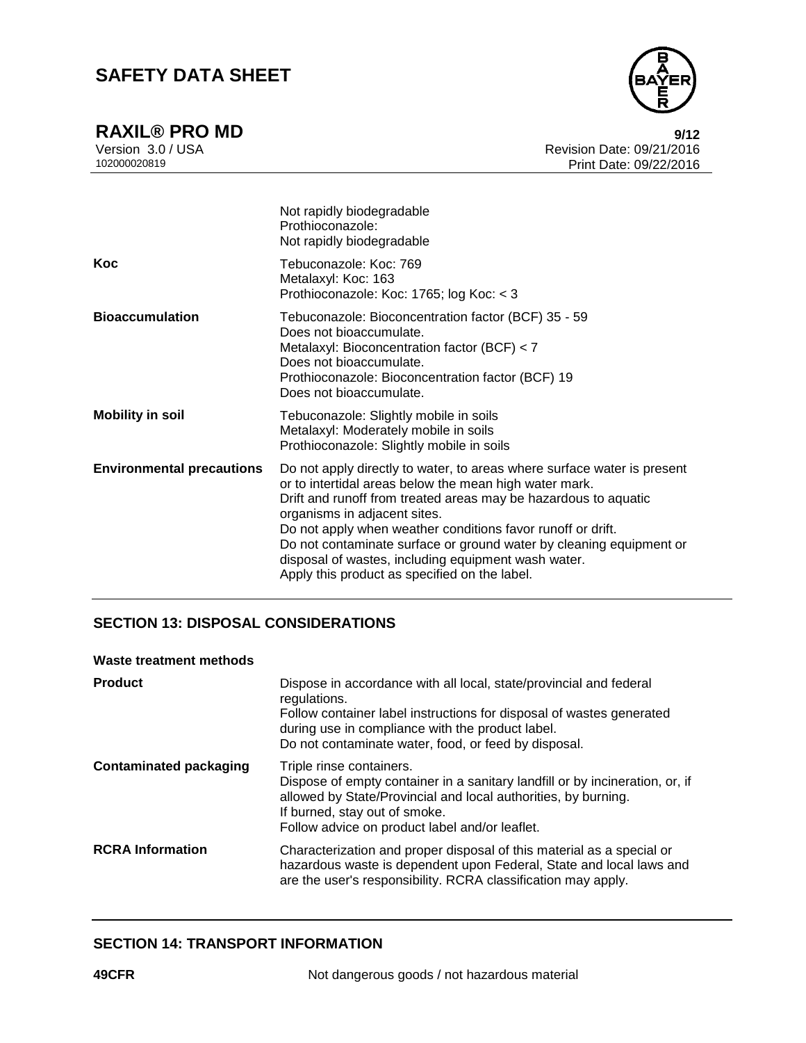| | |
|---|---|
| | Not rapidly biodegradable<br>Prothioconazole:<br>Not rapidly biodegradable |
| **Koc** | Tebuconazole: Koc: 769<br>Metalaxyl: Koc: 163<br>Prothioconazole: Koc: 1765; log Koc: < 3 |
| **Bioaccumulation** | Tebuconazole: Bioconcentration factor (BCF) 35 - 59<br>Does not bioaccumulate.<br>Metalaxyl: Bioconcentration factor (BCF) < 7<br>Does not bioaccumulate.<br>Prothioconazole: Bioconcentration factor (BCF) 19<br>Does not bioaccumulate. |
| **Mobility in soil** | Tebuconazole: Slightly mobile in soils<br>Metalaxyl: Moderately mobile in soils<br>Prothioconazole: Slightly mobile in soils |
| **Environmental precautions** | Do not apply directly to water, to areas where surface water is present or to intertidal areas below the mean high water mark.<br>Drift and runoff from treated areas may be hazardous to aquatic organisms in adjacent sites.<br>Do not apply when weather conditions favor runoff or drift.<br>Do not contaminate surface or ground water by cleaning equipment or disposal of wastes, including equipment wash water.<br>Apply this product as specified on the label. |

## SECTION 13: DISPOSAL CONSIDERATIONS

**Waste treatment methods**

| | |
|---|---|
| **Product** | Dispose in accordance with all local, state/provincial and federal regulations.<br>Follow container label instructions for disposal of wastes generated during use in compliance with the product label.<br>Do not contaminate water, food, or feed by disposal. |
| **Contaminated packaging** | Triple rinse containers.<br>Dispose of empty container in a sanitary landfill or by incineration, or, if allowed by State/Provincial and local authorities, by burning.<br>If burned, stay out of smoke.<br>Follow advice on product label and/or leaflet. |
| **RCRA Information** | Characterization and proper disposal of this material as a special or hazardous waste is dependent upon Federal, State and local laws and are the user's responsibility. RCRA classification may apply. |

## SECTION 14: TRANSPORT INFORMATION

| | |
|---|---|
| **49CFR** | Not dangerous goods / not hazardous material |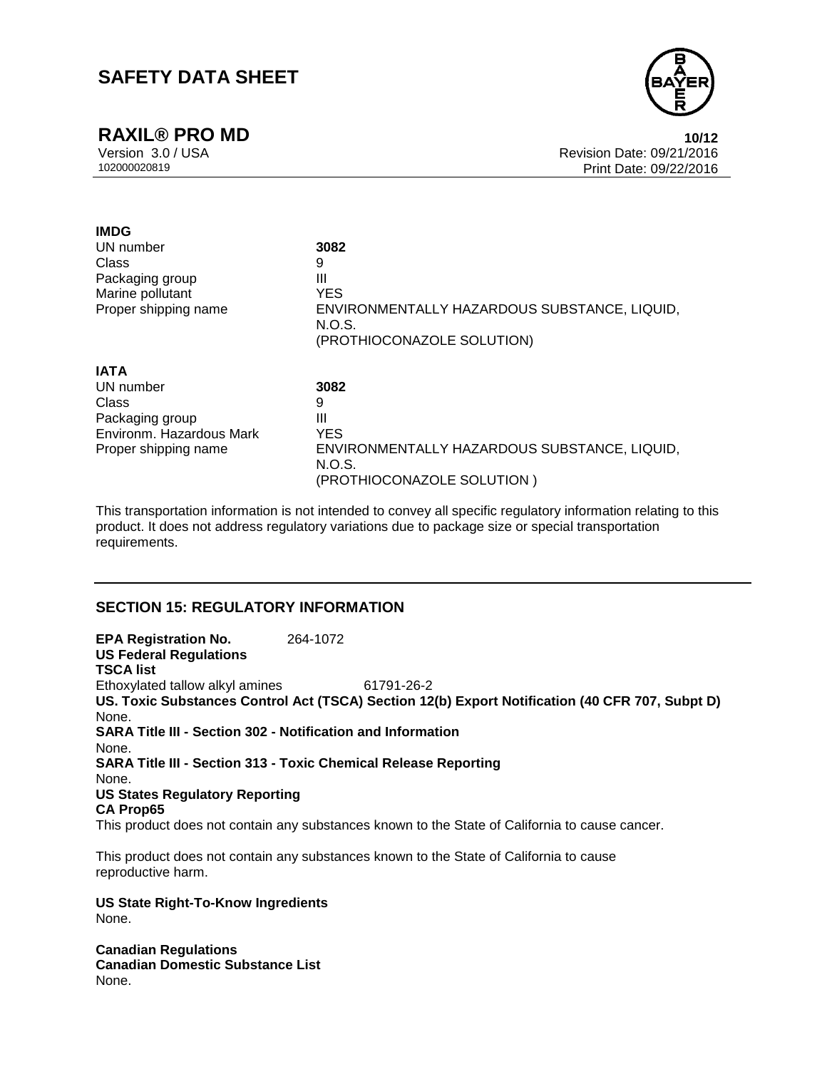**IMDG**

| | |
|---|---|
| UN number | **3082** |
| Class | 9 |
| Packaging group | III |
| Marine pollutant | YES |
| Proper shipping name | ENVIRONMENTALLY HAZARDOUS SUBSTANCE, LIQUID, N.O.S. (PROTHIOCONAZOLE SOLUTION) |

**IATA**

| | |
|---|---|
| UN number | **3082** |
| Class | 9 |
| Packaging group | III |
| Environm. Hazardous Mark | YES |
| Proper shipping name | ENVIRONMENTALLY HAZARDOUS SUBSTANCE, LIQUID, N.O.S. (PROTHIOCONAZOLE SOLUTION ) |

This transportation information is not intended to convey all specific regulatory information relating to this product. It does not address regulatory variations due to package size or special transportation requirements.

## SECTION 15: REGULATORY INFORMATION

**EPA Registration No.** 264-1072

**US Federal Regulations**

**TSCA list**

Ethoxylated tallow alkyl amines 61791-26-2

**US. Toxic Substances Control Act (TSCA) Section 12(b) Export Notification (40 CFR 707, Subpt D)**

None.

**SARA Title III - Section 302 - Notification and Information**

None.

**SARA Title III - Section 313 - Toxic Chemical Release Reporting**

None.

**US States Regulatory Reporting**

**CA Prop65**

This product does not contain any substances known to the State of California to cause cancer.

This product does not contain any substances known to the State of California to cause reproductive harm.

**US State Right-To-Know Ingredients**

None.

**Canadian Regulations**

**Canadian Domestic Substance List**

None.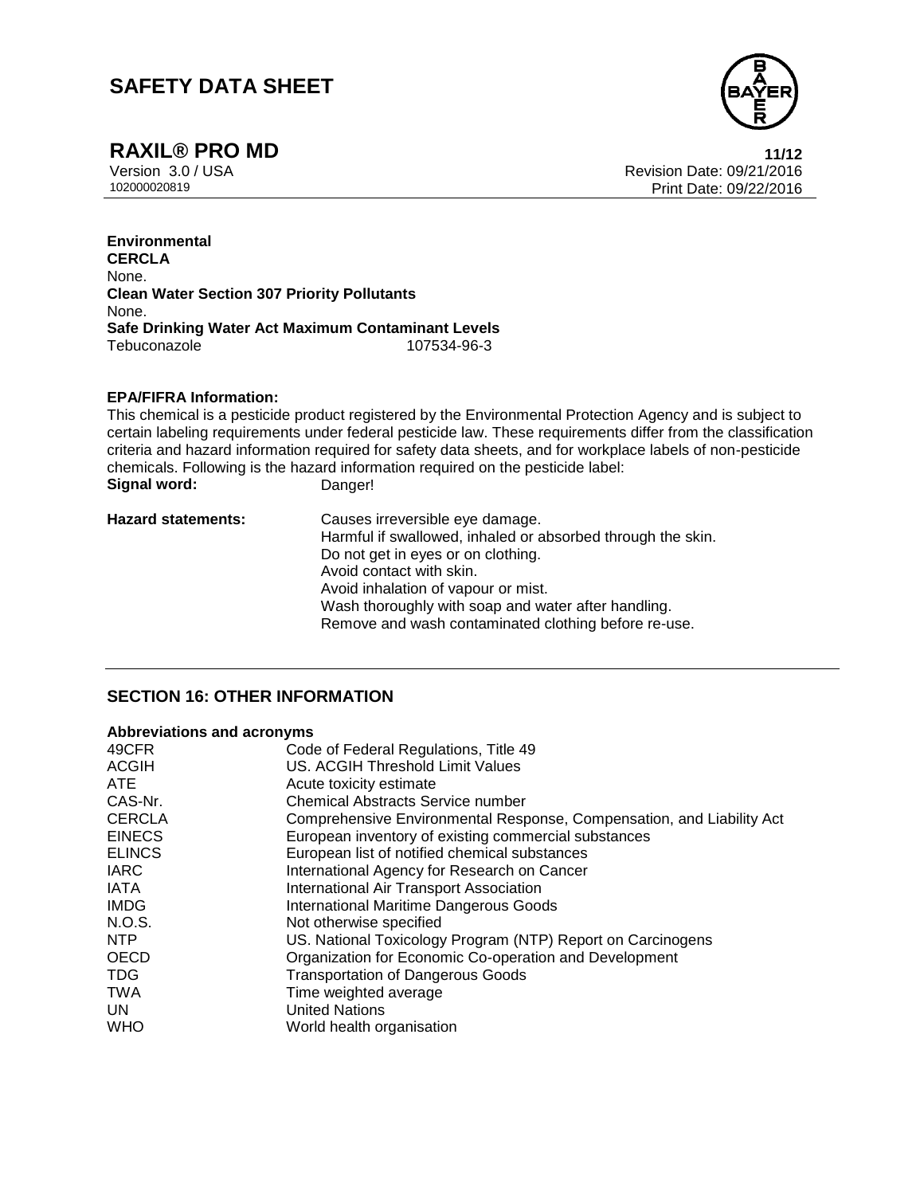**Environmental**

**CERCLA**

None.

**Clean Water Section 307 Priority Pollutants**

None.

**Safe Drinking Water Act Maximum Contaminant Levels**

| | |
|---|---|
| Tebuconazole | 107534-96-3 |

**EPA/FIFRA Information:**

This chemical is a pesticide product registered by the Environmental Protection Agency and is subject to certain labeling requirements under federal pesticide law. These requirements differ from the classification criteria and hazard information required for safety data sheets, and for workplace labels of non-pesticide chemicals. Following is the hazard information required on the pesticide label:

| | |
|---|---|
| **Signal word:** | Danger! |
| **Hazard statements:** | Causes irreversible eye damage.<br>Harmful if swallowed, inhaled or absorbed through the skin.<br>Do not get in eyes or on clothing.<br>Avoid contact with skin.<br>Avoid inhalation of vapour or mist.<br>Wash thoroughly with soap and water after handling.<br>Remove and wash contaminated clothing before re-use. |

## SECTION 16: OTHER INFORMATION

**Abbreviations and acronyms**

| | |
|---|---|
| 49CFR | Code of Federal Regulations, Title 49 |
| ACGIH | US. ACGIH Threshold Limit Values |
| ATE | Acute toxicity estimate |
| CAS-Nr. | Chemical Abstracts Service number |
| CERCLA | Comprehensive Environmental Response, Compensation, and Liability Act |
| EINECS | European inventory of existing commercial substances |
| ELINCS | European list of notified chemical substances |
| IARC | International Agency for Research on Cancer |
| IATA | International Air Transport Association |
| IMDG | International Maritime Dangerous Goods |
| N.O.S. | Not otherwise specified |
| NTP | US. National Toxicology Program (NTP) Report on Carcinogens |
| OECD | Organization for Economic Co-operation and Development |
| TDG | Transportation of Dangerous Goods |
| TWA | Time weighted average |
| UN | United Nations |
| WHO | World health organisation |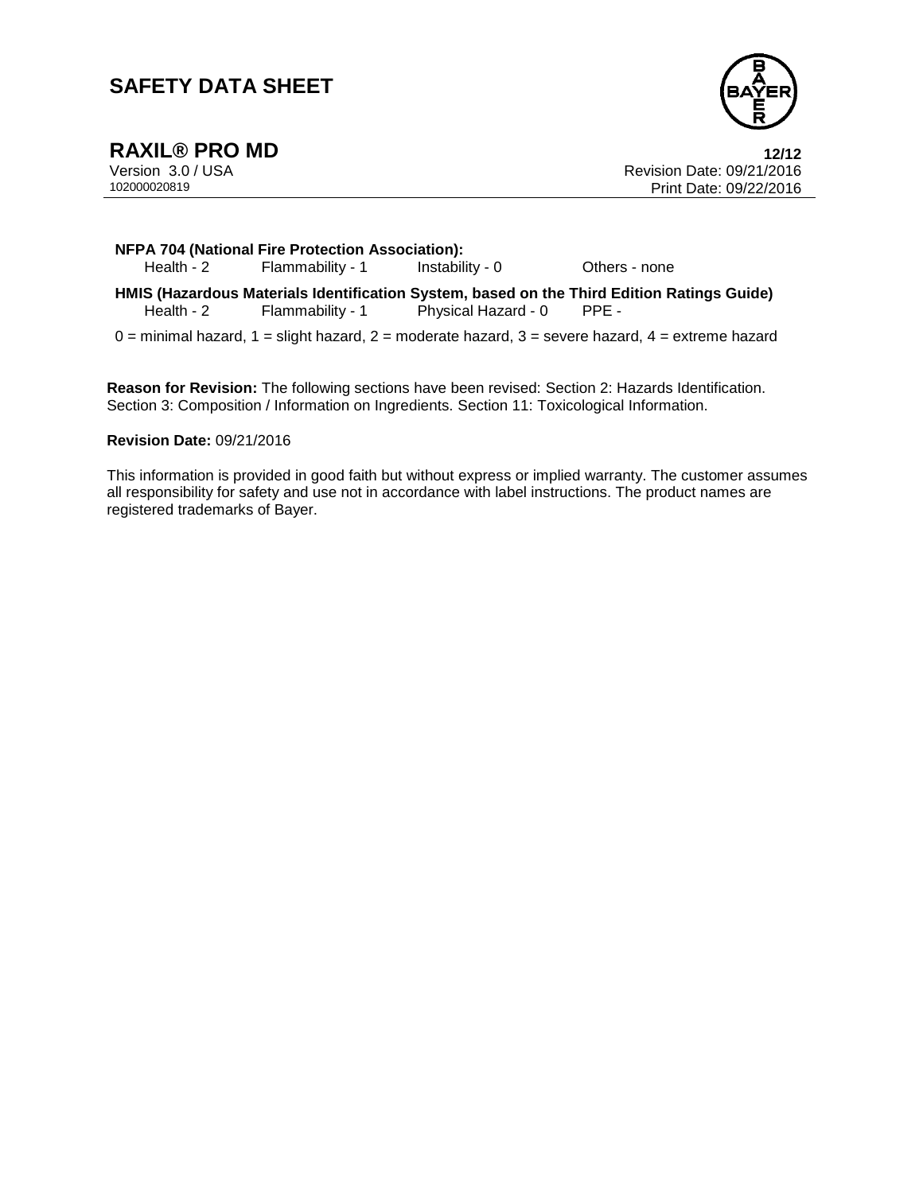**NFPA 704 (National Fire Protection Association):**

| | | | |
|---|---|---|---|
| Health - 2 | Flammability - 1 | Instability - 0 | Others - none |

**HMIS (Hazardous Materials Identification System, based on the Third Edition Ratings Guide)**

| | | | |
|---|---|---|---|
| Health - 2 | Flammability - 1 | Physical Hazard - 0 | PPE - |

0 = minimal hazard, 1 = slight hazard, 2 = moderate hazard, 3 = severe hazard, 4 = extreme hazard

**Reason for Revision:** The following sections have been revised: Section 2: Hazards Identification. Section 3: Composition / Information on Ingredients. Section 11: Toxicological Information.

**Revision Date:** 09/21/2016

This information is provided in good faith but without express or implied warranty. The customer assumes all responsibility for safety and use not in accordance with label instructions. The product names are registered trademarks of Bayer.